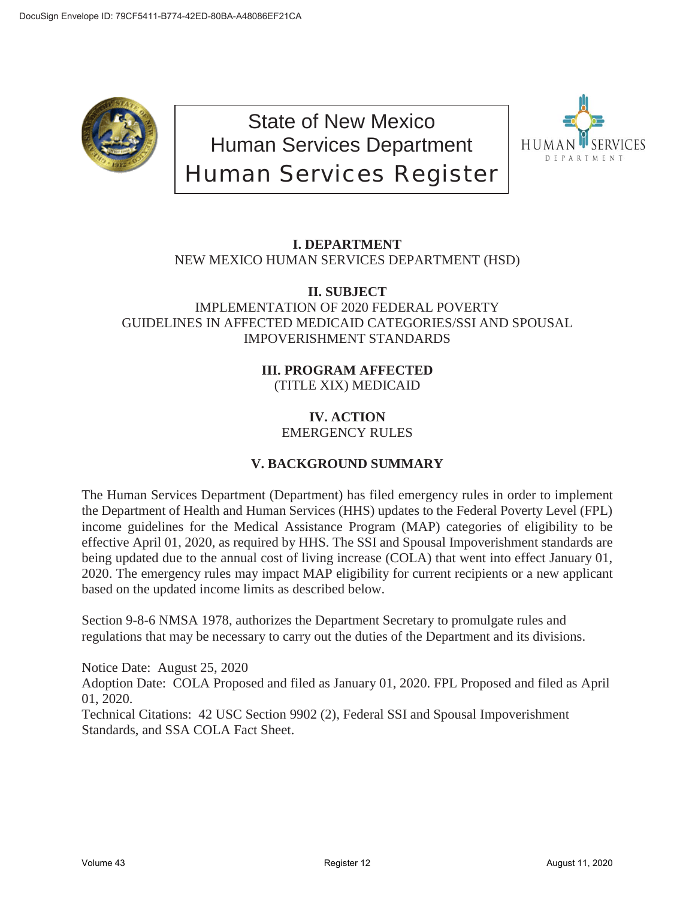# State of New Mexico
# Human Services Department
# Human Services Register

**I. DEPARTMENT**
NEW MEXICO HUMAN SERVICES DEPARTMENT (HSD)

**II. SUBJECT**
IMPLEMENTATION OF 2020 FEDERAL POVERTY GUIDELINES IN AFFECTED MEDICAID CATEGORIES/SSI AND SPOUSAL IMPOVERISHMENT STANDARDS

**III. PROGRAM AFFECTED**
(TITLE XIX) MEDICAID

**IV. ACTION**
EMERGENCY RULES

**V. BACKGROUND SUMMARY**

The Human Services Department (Department) has filed emergency rules in order to implement the Department of Health and Human Services (HHS) updates to the Federal Poverty Level (FPL) income guidelines for the Medical Assistance Program (MAP) categories of eligibility to be effective April 01, 2020, as required by HHS. The SSI and Spousal Impoverishment standards are being updated due to the annual cost of living increase (COLA) that went into effect January 01, 2020. The emergency rules may impact MAP eligibility for current recipients or a new applicant based on the updated income limits as described below.

Section 9-8-6 NMSA 1978, authorizes the Department Secretary to promulgate rules and regulations that may be necessary to carry out the duties of the Department and its divisions.

Notice Date: August 25, 2020
Adoption Date: COLA Proposed and filed as January 01, 2020. FPL Proposed and filed as April 01, 2020.
Technical Citations: 42 USC Section 9902 (2), Federal SSI and Spousal Impoverishment Standards, and SSA COLA Fact Sheet.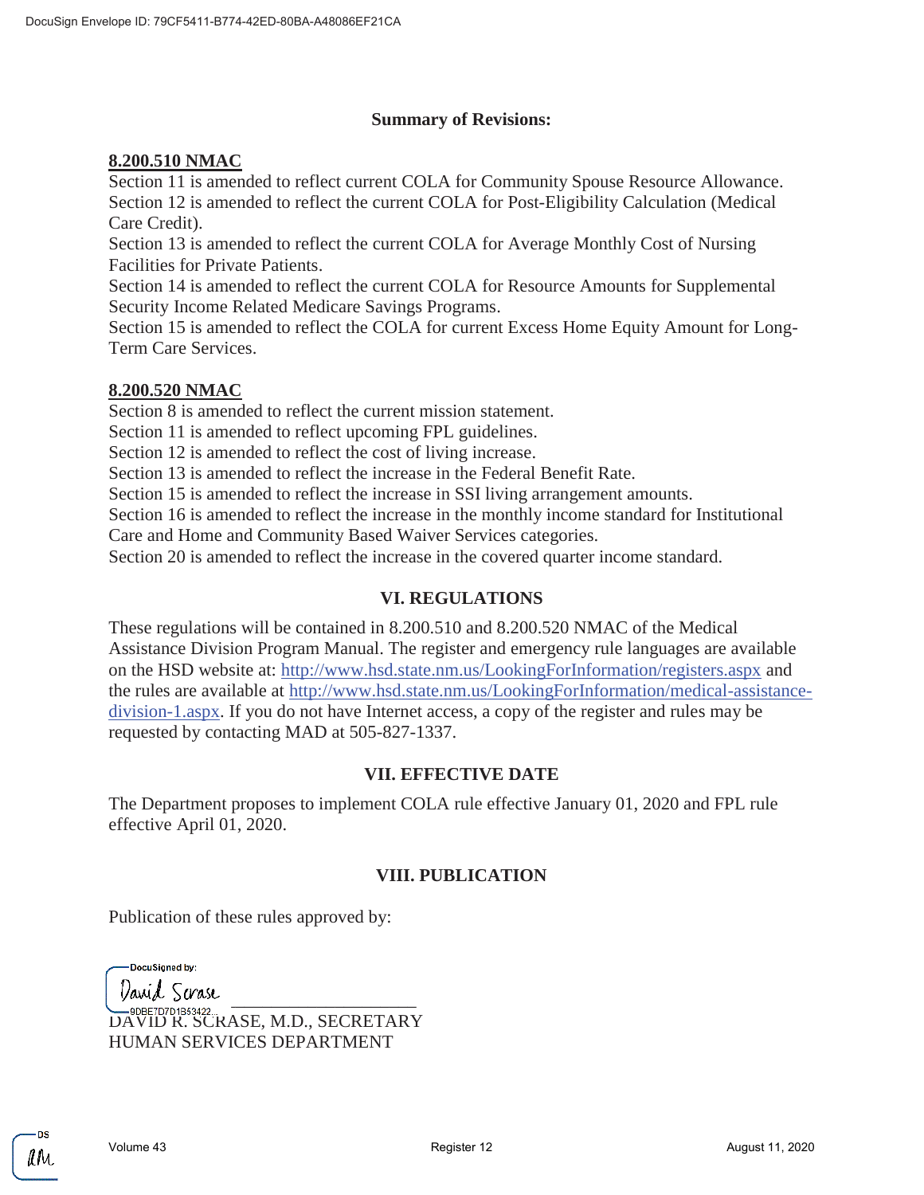## Summary of Revisions:

**8.200.510 NMAC**

Section 11 is amended to reflect current COLA for Community Spouse Resource Allowance.
Section 12 is amended to reflect the current COLA for Post-Eligibility Calculation (Medical Care Credit).
Section 13 is amended to reflect the current COLA for Average Monthly Cost of Nursing Facilities for Private Patients.
Section 14 is amended to reflect the current COLA for Resource Amounts for Supplemental Security Income Related Medicare Savings Programs.
Section 15 is amended to reflect the COLA for current Excess Home Equity Amount for Long-Term Care Services.

**8.200.520 NMAC**

Section 8 is amended to reflect the current mission statement.
Section 11 is amended to reflect upcoming FPL guidelines.
Section 12 is amended to reflect the cost of living increase.
Section 13 is amended to reflect the increase in the Federal Benefit Rate.
Section 15 is amended to reflect the increase in SSI living arrangement amounts.
Section 16 is amended to reflect the increase in the monthly income standard for Institutional Care and Home and Community Based Waiver Services categories.
Section 20 is amended to reflect the increase in the covered quarter income standard.

## VI. REGULATIONS

These regulations will be contained in 8.200.510 and 8.200.520 NMAC of the Medical Assistance Division Program Manual. The register and emergency rule languages are available on the HSD website at: http://www.hsd.state.nm.us/LookingForInformation/registers.aspx and the rules are available at http://www.hsd.state.nm.us/LookingForInformation/medical-assistance-division-1.aspx. If you do not have Internet access, a copy of the register and rules may be requested by contacting MAD at 505-827-1337.

## VII. EFFECTIVE DATE

The Department proposes to implement COLA rule effective January 01, 2020 and FPL rule effective April 01, 2020.

## VIII. PUBLICATION

Publication of these rules approved by:

DocuSigned by:
David Scrase
9DBE7D7D1B53422...

DAVID R. SCRASE, M.D., SECRETARY
HUMAN SERVICES DEPARTMENT